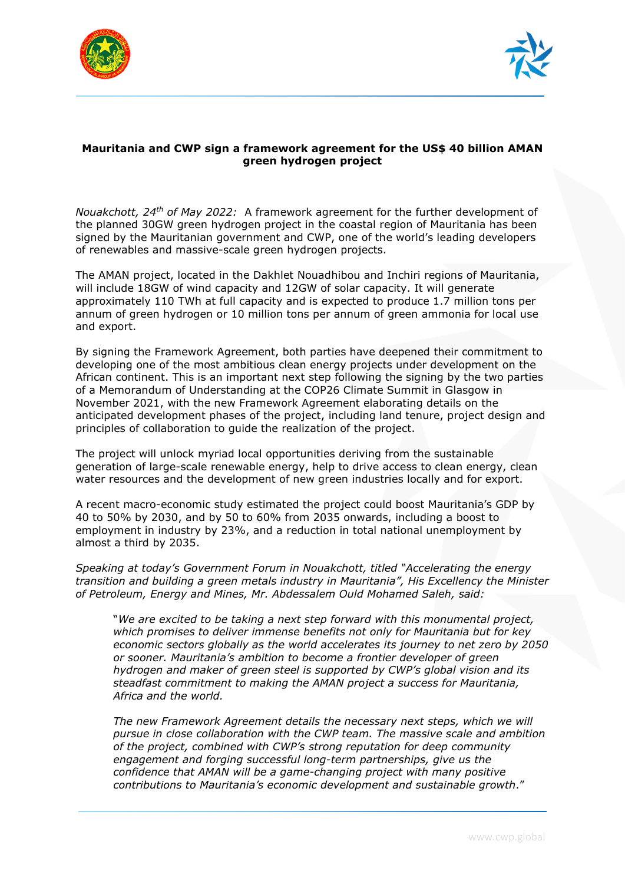**Mauritania and CWP sign a framework agreement for the US$ 40 billion AMAN green hydrogen project**

*Nouakchott, 24th of May 2022:* A framework agreement for the further development of the planned 30GW green hydrogen project in the coastal region of Mauritania has been signed by the Mauritanian government and CWP, one of the world's leading developers of renewables and massive-scale green hydrogen projects.

The AMAN project, located in the Dakhlet Nouadhibou and Inchiri regions of Mauritania, will include 18GW of wind capacity and 12GW of solar capacity. It will generate approximately 110 TWh at full capacity and is expected to produce 1.7 million tons per annum of green hydrogen or 10 million tons per annum of green ammonia for local use and export.

By signing the Framework Agreement, both parties have deepened their commitment to developing one of the most ambitious clean energy projects under development on the African continent. This is an important next step following the signing by the two parties of a Memorandum of Understanding at the COP26 Climate Summit in Glasgow in November 2021, with the new Framework Agreement elaborating details on the anticipated development phases of the project, including land tenure, project design and principles of collaboration to guide the realization of the project.

The project will unlock myriad local opportunities deriving from the sustainable generation of large-scale renewable energy, help to drive access to clean energy, clean water resources and the development of new green industries locally and for export.

A recent macro-economic study estimated the project could boost Mauritania's GDP by 40 to 50% by 2030, and by 50 to 60% from 2035 onwards, including a boost to employment in industry by 23%, and a reduction in total national unemployment by almost a third by 2035.

*Speaking at today's Government Forum in Nouakchott, titled "Accelerating the energy transition and building a green metals industry in Mauritania", His Excellency the Minister of Petroleum, Energy and Mines, Mr. Abdessalem Ould Mohamed Saleh, said:*

> "*We are excited to be taking a next step forward with this monumental project, which promises to deliver immense benefits not only for Mauritania but for key economic sectors globally as the world accelerates its journey to net zero by 2050 or sooner. Mauritania's ambition to become a frontier developer of green hydrogen and maker of green steel is supported by CWP's global vision and its steadfast commitment to making the AMAN project a success for Mauritania, Africa and the world.*
>
> *The new Framework Agreement details the necessary next steps, which we will pursue in close collaboration with the CWP team. The massive scale and ambition of the project, combined with CWP's strong reputation for deep community engagement and forging successful long-term partnerships, give us the confidence that AMAN will be a game-changing project with many positive contributions to Mauritania's economic development and sustainable growth*."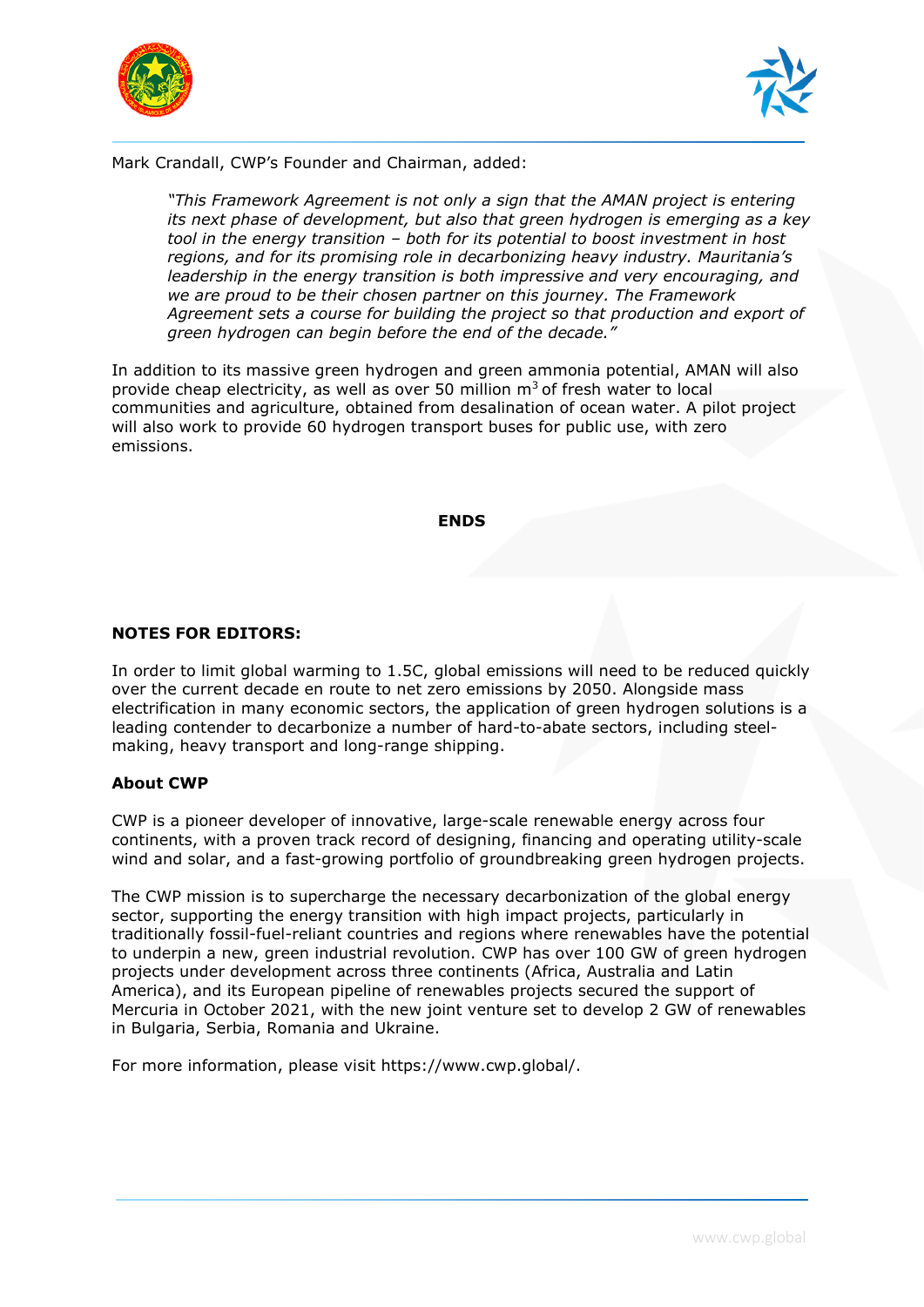Mark Crandall, CWP's Founder and Chairman, added:

> *"This Framework Agreement is not only a sign that the AMAN project is entering its next phase of development, but also that green hydrogen is emerging as a key tool in the energy transition – both for its potential to boost investment in host regions, and for its promising role in decarbonizing heavy industry. Mauritania's leadership in the energy transition is both impressive and very encouraging, and we are proud to be their chosen partner on this journey. The Framework Agreement sets a course for building the project so that production and export of green hydrogen can begin before the end of the decade."*

In addition to its massive green hydrogen and green ammonia potential, AMAN will also provide cheap electricity, as well as over 50 million $m^3$ of fresh water to local communities and agriculture, obtained from desalination of ocean water. A pilot project will also work to provide 60 hydrogen transport buses for public use, with zero emissions.

**ENDS**

**NOTES FOR EDITORS:**

In order to limit global warming to 1.5C, global emissions will need to be reduced quickly over the current decade en route to net zero emissions by 2050. Alongside mass electrification in many economic sectors, the application of green hydrogen solutions is a leading contender to decarbonize a number of hard-to-abate sectors, including steel-making, heavy transport and long-range shipping.

**About CWP**

CWP is a pioneer developer of innovative, large-scale renewable energy across four continents, with a proven track record of designing, financing and operating utility-scale wind and solar, and a fast-growing portfolio of groundbreaking green hydrogen projects.

The CWP mission is to supercharge the necessary decarbonization of the global energy sector, supporting the energy transition with high impact projects, particularly in traditionally fossil-fuel-reliant countries and regions where renewables have the potential to underpin a new, green industrial revolution. CWP has over 100 GW of green hydrogen projects under development across three continents (Africa, Australia and Latin America), and its European pipeline of renewables projects secured the support of Mercuria in October 2021, with the new joint venture set to develop 2 GW of renewables in Bulgaria, Serbia, Romania and Ukraine.

For more information, please visit https://www.cwp.global/.